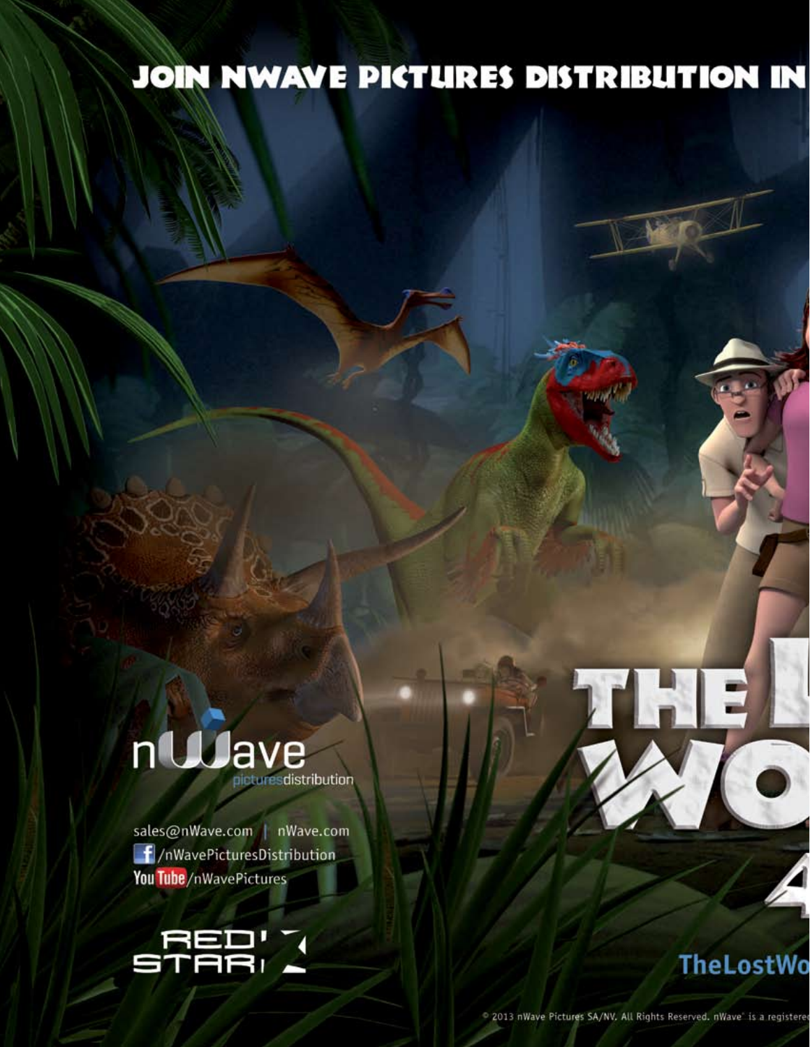# JOIN NWAVE PICTURES DISTRIBUTION IN

nWave picturesdistribution

sales@nWave.com | nWave.com

/nWavePicturesDistribution

YouTube/nWavePictures

RED STAR

THE L WO 4

TheLostWo

© 2013 nWave Pictures SA/NV. All Rights Reserved. nWave® is a registered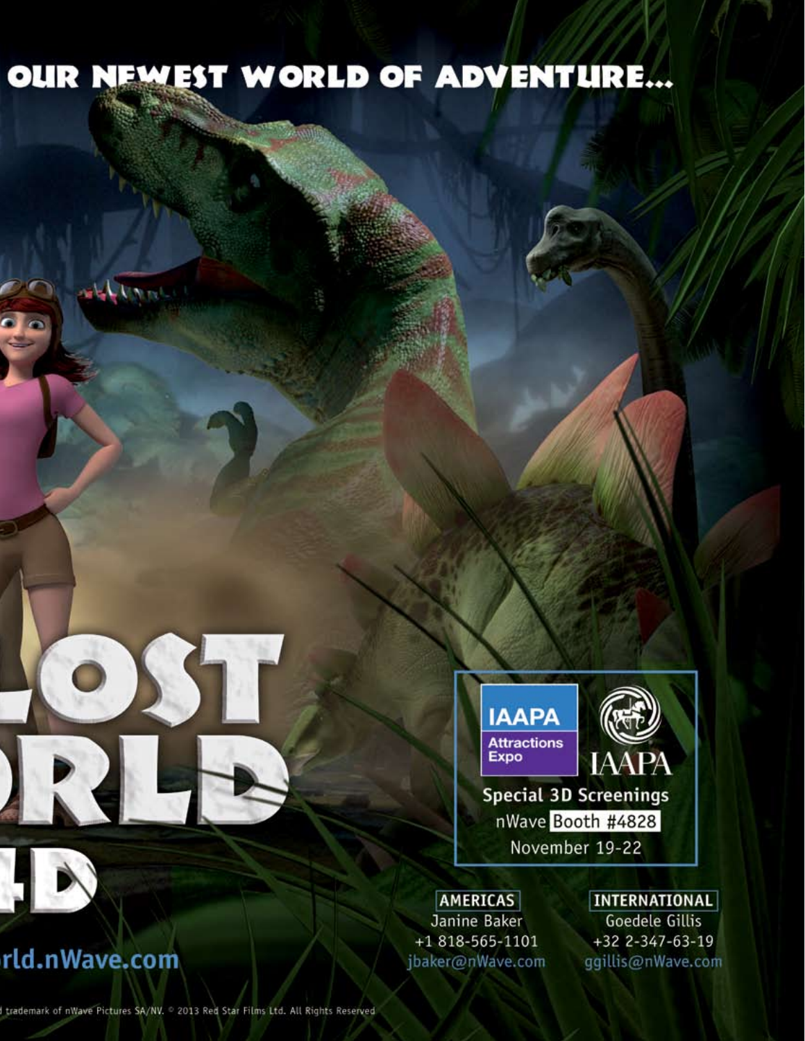# OUR NEWEST WORLD OF ADVENTURE...

LOST
ORLD
4D

rld.nWave.com

IAAPA Attractions Expo

IAAPA

**Special 3D Screenings**

nWave Booth #4828

November 19-22

**AMERICAS**
Janine Baker
+1 818-565-1101
jbaker@nWave.com

**INTERNATIONAL**
Goedele Gillis
+32 2-347-63-19
ggillis@nWave.com

d trademark of nWave Pictures SA/NV. © 2013 Red Star Films Ltd. All Rights Reserved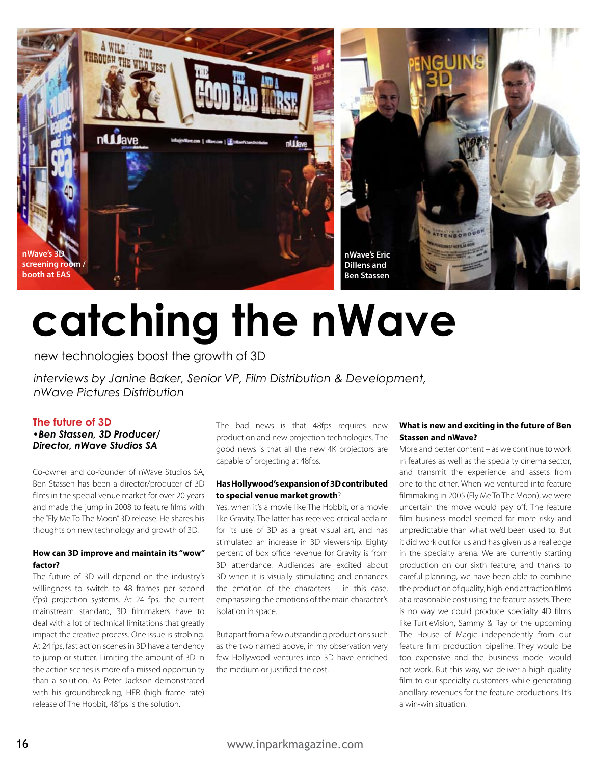nWave's 3D screening room / booth at EAS

nWave's Eric Dillens and Ben Stassen

# catching the nWave

new technologies boost the growth of 3D

*interviews by Janine Baker, Senior VP, Film Distribution & Development, nWave Pictures Distribution*

## The future of 3D

***•Ben Stassen, 3D Producer/ Director, nWave Studios SA***

Co-owner and co-founder of nWave Studios SA, Ben Stassen has been a director/producer of 3D films in the special venue market for over 20 years and made the jump in 2008 to feature films with the "Fly Me To The Moon" 3D release. He shares his thoughts on new technology and growth of 3D.

**How can 3D improve and maintain its "wow" factor?**

The future of 3D will depend on the industry's willingness to switch to 48 frames per second (fps) projection systems. At 24 fps, the current mainstream standard, 3D filmmakers have to deal with a lot of technical limitations that greatly impact the creative process. One issue is strobing. At 24 fps, fast action scenes in 3D have a tendency to jump or stutter. Limiting the amount of 3D in the action scenes is more of a missed opportunity than a solution. As Peter Jackson demonstrated with his groundbreaking, HFR (high frame rate) release of The Hobbit, 48fps is the solution.

The bad news is that 48fps requires new production and new projection technologies. The good news is that all the new 4K projectors are capable of projecting at 48fps.

**Has Hollywood's expansion of 3D contributed to special venue market growth**?

Yes, when it's a movie like The Hobbit, or a movie like Gravity. The latter has received critical acclaim for its use of 3D as a great visual art, and has stimulated an increase in 3D viewership. Eighty percent of box office revenue for Gravity is from 3D attendance. Audiences are excited about 3D when it is visually stimulating and enhances the emotion of the characters - in this case, emphasizing the emotions of the main character's isolation in space.

But apart from a few outstanding productions such as the two named above, in my observation very few Hollywood ventures into 3D have enriched the medium or justified the cost.

**What is new and exciting in the future of Ben Stassen and nWave?**

More and better content – as we continue to work in features as well as the specialty cinema sector, and transmit the experience and assets from one to the other. When we ventured into feature filmmaking in 2005 (Fly Me To The Moon), we were uncertain the move would pay off. The feature film business model seemed far more risky and unpredictable than what we'd been used to. But it did work out for us and has given us a real edge in the specialty arena. We are currently starting production on our sixth feature, and thanks to careful planning, we have been able to combine the production of quality, high-end attraction films at a reasonable cost using the feature assets. There is no way we could produce specialty 4D films like TurtleVision, Sammy & Ray or the upcoming The House of Magic independently from our feature film production pipeline. They would be too expensive and the business model would not work. But this way, we deliver a high quality film to our specialty customers while generating ancillary revenues for the feature productions. It's a win-win situation.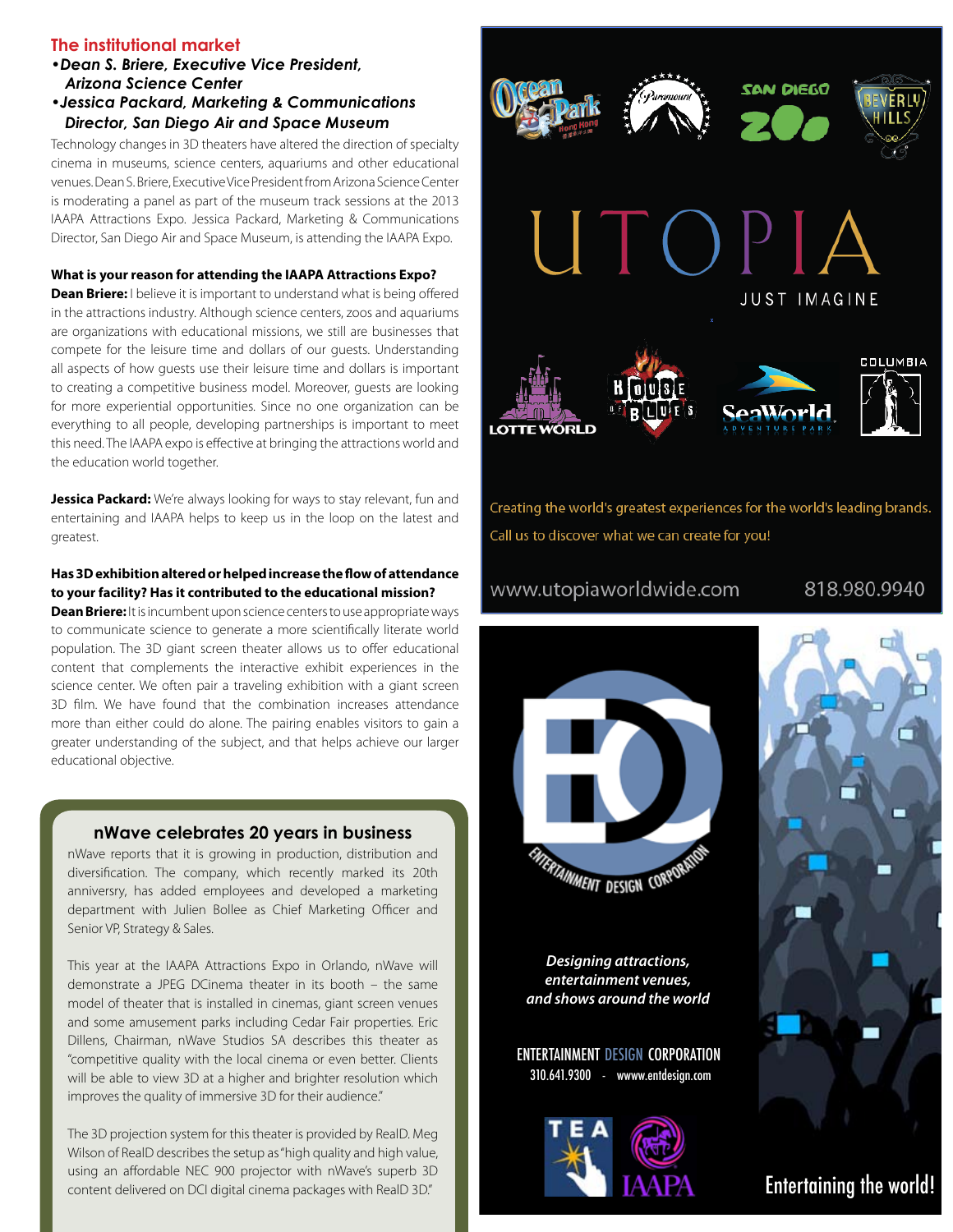## The institutional market

***•Dean S. Briere, Executive Vice President, Arizona Science Center***
***•Jessica Packard, Marketing & Communications Director, San Diego Air and Space Museum***

Technology changes in 3D theaters have altered the direction of specialty cinema in museums, science centers, aquariums and other educational venues. Dean S. Briere, Executive Vice President from Arizona Science Center is moderating a panel as part of the museum track sessions at the 2013 IAAPA Attractions Expo. Jessica Packard, Marketing & Communications Director, San Diego Air and Space Museum, is attending the IAAPA Expo.

**What is your reason for attending the IAAPA Attractions Expo?**

**Dean Briere:** I believe it is important to understand what is being offered in the attractions industry. Although science centers, zoos and aquariums are organizations with educational missions, we still are businesses that compete for the leisure time and dollars of our guests. Understanding all aspects of how guests use their leisure time and dollars is important to creating a competitive business model. Moreover, guests are looking for more experiential opportunities. Since no one organization can be everything to all people, developing partnerships is important to meet this need. The IAAPA expo is effective at bringing the attractions world and the education world together.

**Jessica Packard:** We're always looking for ways to stay relevant, fun and entertaining and IAAPA helps to keep us in the loop on the latest and greatest.

**Has 3D exhibition altered or helped increase the flow of attendance to your facility? Has it contributed to the educational mission?**

**Dean Briere:** It is incumbent upon science centers to use appropriate ways to communicate science to generate a more scientifically literate world population. The 3D giant screen theater allows us to offer educational content that complements the interactive exhibit experiences in the science center. We often pair a traveling exhibition with a giant screen 3D film. We have found that the combination increases attendance more than either could do alone. The pairing enables visitors to gain a greater understanding of the subject, and that helps achieve our larger educational objective.

### nWave celebrates 20 years in business

nWave reports that it is growing in production, distribution and diversification. The company, which recently marked its 20th anniversry, has added employees and developed a marketing department with Julien Bollee as Chief Marketing Officer and Senior VP, Strategy & Sales.

This year at the IAAPA Attractions Expo in Orlando, nWave will demonstrate a JPEG DCinema theater in its booth – the same model of theater that is installed in cinemas, giant screen venues and some amusement parks including Cedar Fair properties. Eric Dillens, Chairman, nWave Studios SA describes this theater as "competitive quality with the local cinema or even better. Clients will be able to view 3D at a higher and brighter resolution which improves the quality of immersive 3D for their audience."

The 3D projection system for this theater is provided by RealD. Meg Wilson of RealD describes the setup as "high quality and high value, using an affordable NEC 900 projector with nWave's superb 3D content delivered on DCI digital cinema packages with RealD 3D."

---

Ocean Park Hong Kong · Paramount · San Diego Zoo · Beverly Hills

UTOPIA
JUST IMAGINE

Lotte World · House of Blues · SeaWorld Adventure Park · Columbia

Creating the world's greatest experiences for the world's leading brands.
Call us to discover what we can create for you!

www.utopiaworldwide.com 818.980.9940

---

EDC Entertainment Design Corporation

*Designing attractions, entertainment venues, and shows around the world*

ENTERTAINMENT DESIGN CORPORATION
310.641.9300 - wwww.entdesign.com

TEA · IAAPA

Entertaining the world!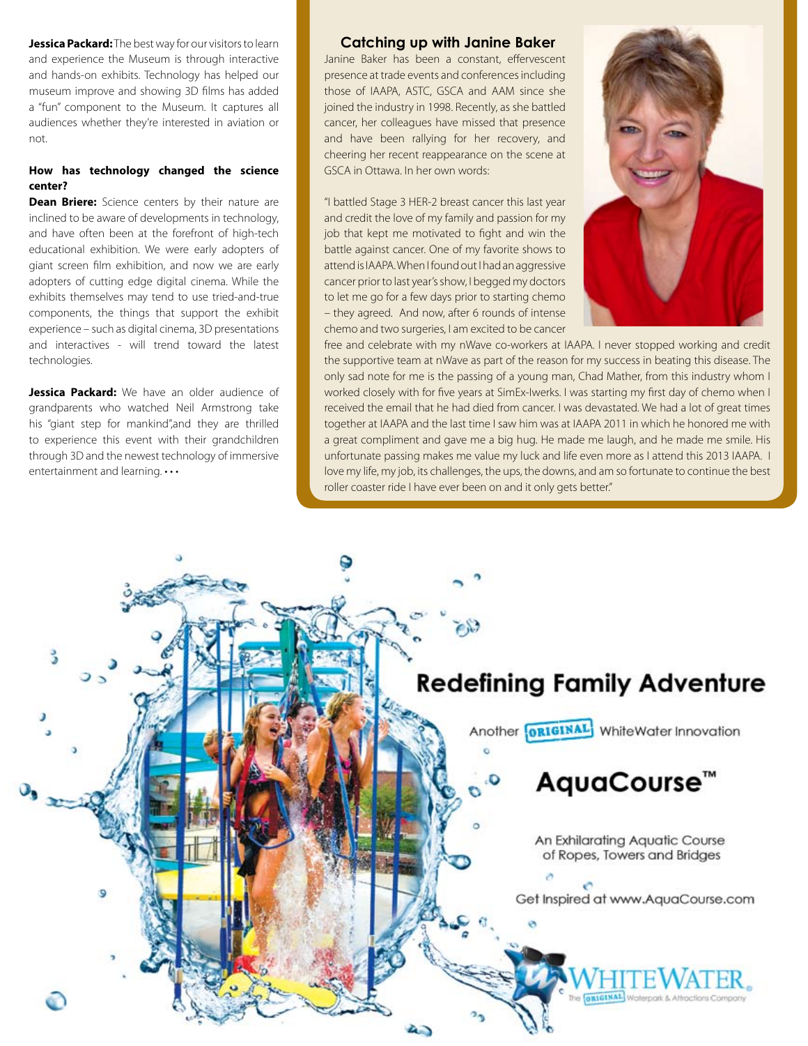**Jessica Packard:** The best way for our visitors to learn and experience the Museum is through interactive and hands-on exhibits. Technology has helped our museum improve and showing 3D films has added a "fun" component to the Museum. It captures all audiences whether they're interested in aviation or not.

**How has technology changed the science center?**

**Dean Briere:** Science centers by their nature are inclined to be aware of developments in technology, and have often been at the forefront of high-tech educational exhibition. We were early adopters of giant screen film exhibition, and now we are early adopters of cutting edge digital cinema. While the exhibits themselves may tend to use tried-and-true components, the things that support the exhibit experience – such as digital cinema, 3D presentations and interactives - will trend toward the latest technologies.

**Jessica Packard:** We have an older audience of grandparents who watched Neil Armstrong take his "giant step for mankind",and they are thrilled to experience this event with their grandchildren through 3D and the newest technology of immersive entertainment and learning. • • •

## Catching up with Janine Baker

Janine Baker has been a constant, effervescent presence at trade events and conferences including those of IAAPA, ASTC, GSCA and AAM since she joined the industry in 1998. Recently, as she battled cancer, her colleagues have missed that presence and have been rallying for her recovery, and cheering her recent reappearance on the scene at GSCA in Ottawa. In her own words:

"I battled Stage 3 HER-2 breast cancer this last year and credit the love of my family and passion for my job that kept me motivated to fight and win the battle against cancer. One of my favorite shows to attend is IAAPA. When I found out I had an aggressive cancer prior to last year's show, I begged my doctors to let me go for a few days prior to starting chemo – they agreed. And now, after 6 rounds of intense chemo and two surgeries, I am excited to be cancer free and celebrate with my nWave co-workers at IAAPA. I never stopped working and credit the supportive team at nWave as part of the reason for my success in beating this disease. The only sad note for me is the passing of a young man, Chad Mather, from this industry whom I worked closely with for five years at SimEx-Iwerks. I was starting my first day of chemo when I received the email that he had died from cancer. I was devastated. We had a lot of great times together at IAAPA and the last time I saw him was at IAAPA 2011 in which he honored me with a great compliment and gave me a big hug. He made me laugh, and he made me smile. His unfortunate passing makes me value my luck and life even more as I attend this 2013 IAAPA. I love my life, my job, its challenges, the ups, the downs, and am so fortunate to continue the best roller coaster ride I have ever been on and it only gets better."

**Redefining Family Adventure**

Another ORIGINAL WhiteWater Innovation

**AquaCourse™**

An Exhilarating Aquatic Course of Ropes, Towers and Bridges

Get Inspired at www.AquaCourse.com

WHITEWATER

The ORIGINAL Waterpark & Attractions Company